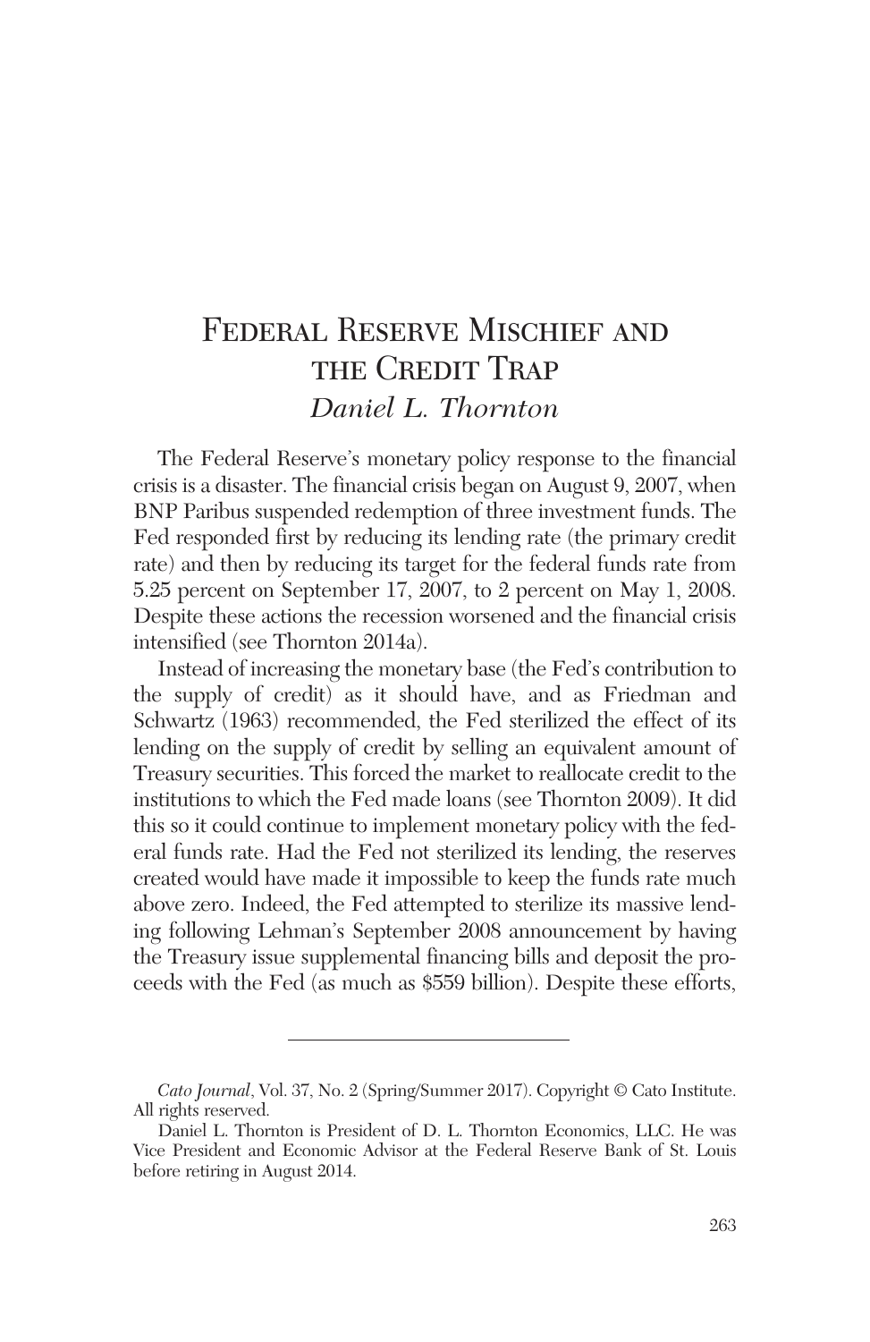# Federal Reserve Mischief and the Credit Trap

*Daniel L. Thornton*

The Federal Reserve's monetary policy response to the financial crisis is a disaster. The financial crisis began on August 9, 2007, when BNP Paribus suspended redemption of three investment funds. The Fed responded first by reducing its lending rate (the primary credit rate) and then by reducing its target for the federal funds rate from 5.25 percent on September 17, 2007, to 2 percent on May 1, 2008. Despite these actions the recession worsened and the financial crisis intensified (see Thornton 2014a).

Instead of increasing the monetary base (the Fed's contribution to the supply of credit) as it should have, and as Friedman and Schwartz (1963) recommended, the Fed sterilized the effect of its lending on the supply of credit by selling an equivalent amount of Treasury securities. This forced the market to reallocate credit to the institutions to which the Fed made loans (see Thornton 2009). It did this so it could continue to implement monetary policy with the federal funds rate. Had the Fed not sterilized its lending, the reserves created would have made it impossible to keep the funds rate much above zero. Indeed, the Fed attempted to sterilize its massive lending following Lehman's September 2008 announcement by having the Treasury issue supplemental financing bills and deposit the proceeds with the Fed (as much as $559 billion). Despite these efforts,

---

*Cato Journal*, Vol. 37, No. 2 (Spring/Summer 2017). Copyright © Cato Institute. All rights reserved.

Daniel L. Thornton is President of D. L. Thornton Economics, LLC. He was Vice President and Economic Advisor at the Federal Reserve Bank of St. Louis before retiring in August 2014.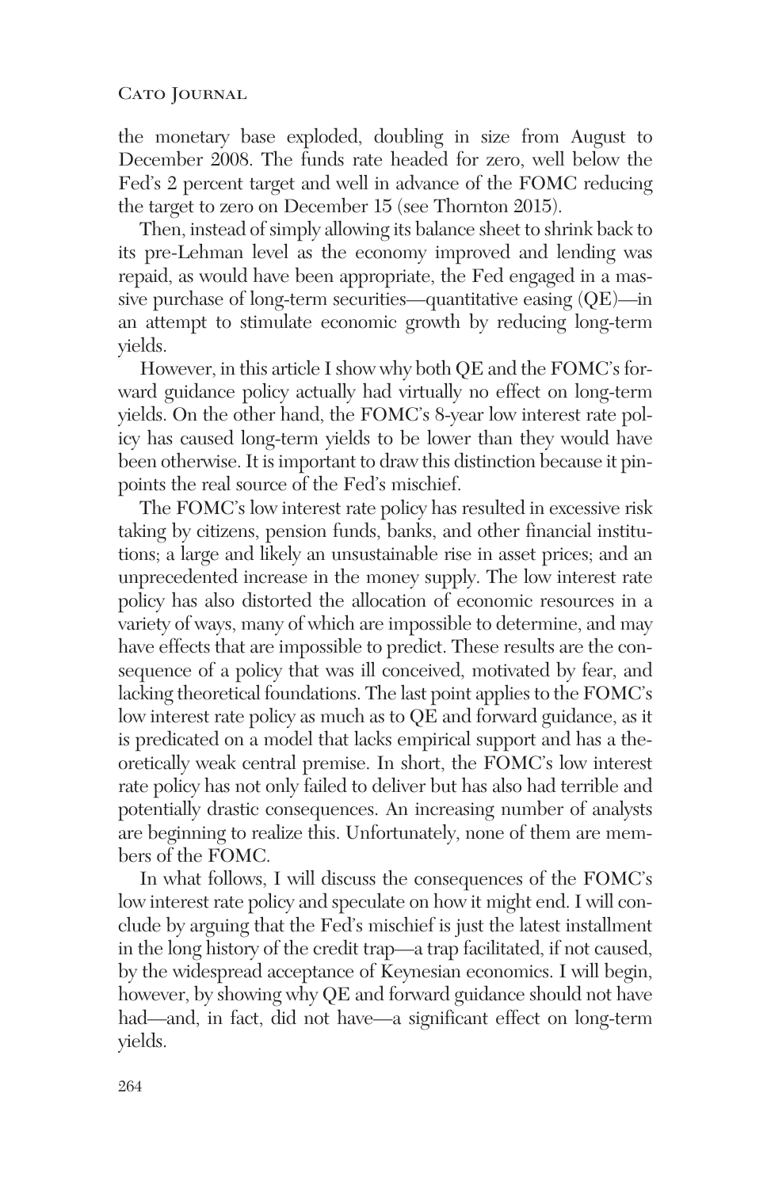the monetary base exploded, doubling in size from August to December 2008. The funds rate headed for zero, well below the Fed's 2 percent target and well in advance of the FOMC reducing the target to zero on December 15 (see Thornton 2015).

Then, instead of simply allowing its balance sheet to shrink back to its pre-Lehman level as the economy improved and lending was repaid, as would have been appropriate, the Fed engaged in a massive purchase of long-term securities—quantitative easing (QE)—in an attempt to stimulate economic growth by reducing long-term yields.

However, in this article I show why both QE and the FOMC's forward guidance policy actually had virtually no effect on long-term yields. On the other hand, the FOMC's 8-year low interest rate policy has caused long-term yields to be lower than they would have been otherwise. It is important to draw this distinction because it pinpoints the real source of the Fed's mischief.

The FOMC's low interest rate policy has resulted in excessive risk taking by citizens, pension funds, banks, and other financial institutions; a large and likely an unsustainable rise in asset prices; and an unprecedented increase in the money supply. The low interest rate policy has also distorted the allocation of economic resources in a variety of ways, many of which are impossible to determine, and may have effects that are impossible to predict. These results are the consequence of a policy that was ill conceived, motivated by fear, and lacking theoretical foundations. The last point applies to the FOMC's low interest rate policy as much as to QE and forward guidance, as it is predicated on a model that lacks empirical support and has a theoretically weak central premise. In short, the FOMC's low interest rate policy has not only failed to deliver but has also had terrible and potentially drastic consequences. An increasing number of analysts are beginning to realize this. Unfortunately, none of them are members of the FOMC.

In what follows, I will discuss the consequences of the FOMC's low interest rate policy and speculate on how it might end. I will conclude by arguing that the Fed's mischief is just the latest installment in the long history of the credit trap—a trap facilitated, if not caused, by the widespread acceptance of Keynesian economics. I will begin, however, by showing why QE and forward guidance should not have had—and, in fact, did not have—a significant effect on long-term yields.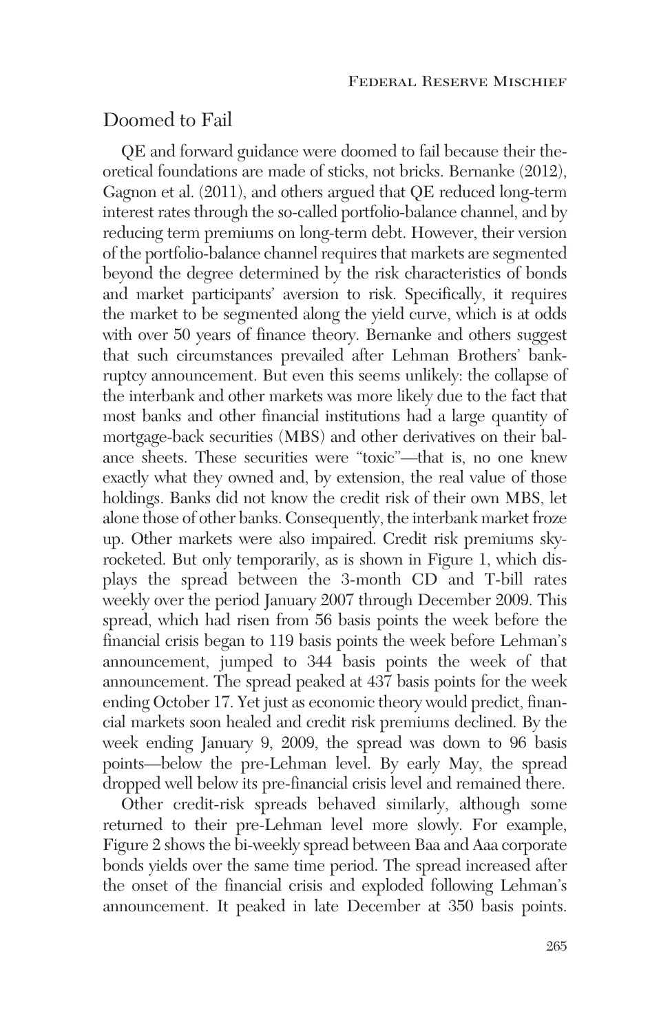## Doomed to Fail

QE and forward guidance were doomed to fail because their theoretical foundations are made of sticks, not bricks. Bernanke (2012), Gagnon et al. (2011), and others argued that QE reduced long-term interest rates through the so-called portfolio-balance channel, and by reducing term premiums on long-term debt. However, their version of the portfolio-balance channel requires that markets are segmented beyond the degree determined by the risk characteristics of bonds and market participants' aversion to risk. Specifically, it requires the market to be segmented along the yield curve, which is at odds with over 50 years of finance theory. Bernanke and others suggest that such circumstances prevailed after Lehman Brothers' bankruptcy announcement. But even this seems unlikely: the collapse of the interbank and other markets was more likely due to the fact that most banks and other financial institutions had a large quantity of mortgage-back securities (MBS) and other derivatives on their balance sheets. These securities were "toxic"—that is, no one knew exactly what they owned and, by extension, the real value of those holdings. Banks did not know the credit risk of their own MBS, let alone those of other banks. Consequently, the interbank market froze up. Other markets were also impaired. Credit risk premiums skyrocketed. But only temporarily, as is shown in Figure 1, which displays the spread between the 3-month CD and T-bill rates weekly over the period January 2007 through December 2009. This spread, which had risen from 56 basis points the week before the financial crisis began to 119 basis points the week before Lehman's announcement, jumped to 344 basis points the week of that announcement. The spread peaked at 437 basis points for the week ending October 17. Yet just as economic theory would predict, financial markets soon healed and credit risk premiums declined. By the week ending January 9, 2009, the spread was down to 96 basis points—below the pre-Lehman level. By early May, the spread dropped well below its pre-financial crisis level and remained there.

Other credit-risk spreads behaved similarly, although some returned to their pre-Lehman level more slowly. For example, Figure 2 shows the bi-weekly spread between Baa and Aaa corporate bonds yields over the same time period. The spread increased after the onset of the financial crisis and exploded following Lehman's announcement. It peaked in late December at 350 basis points.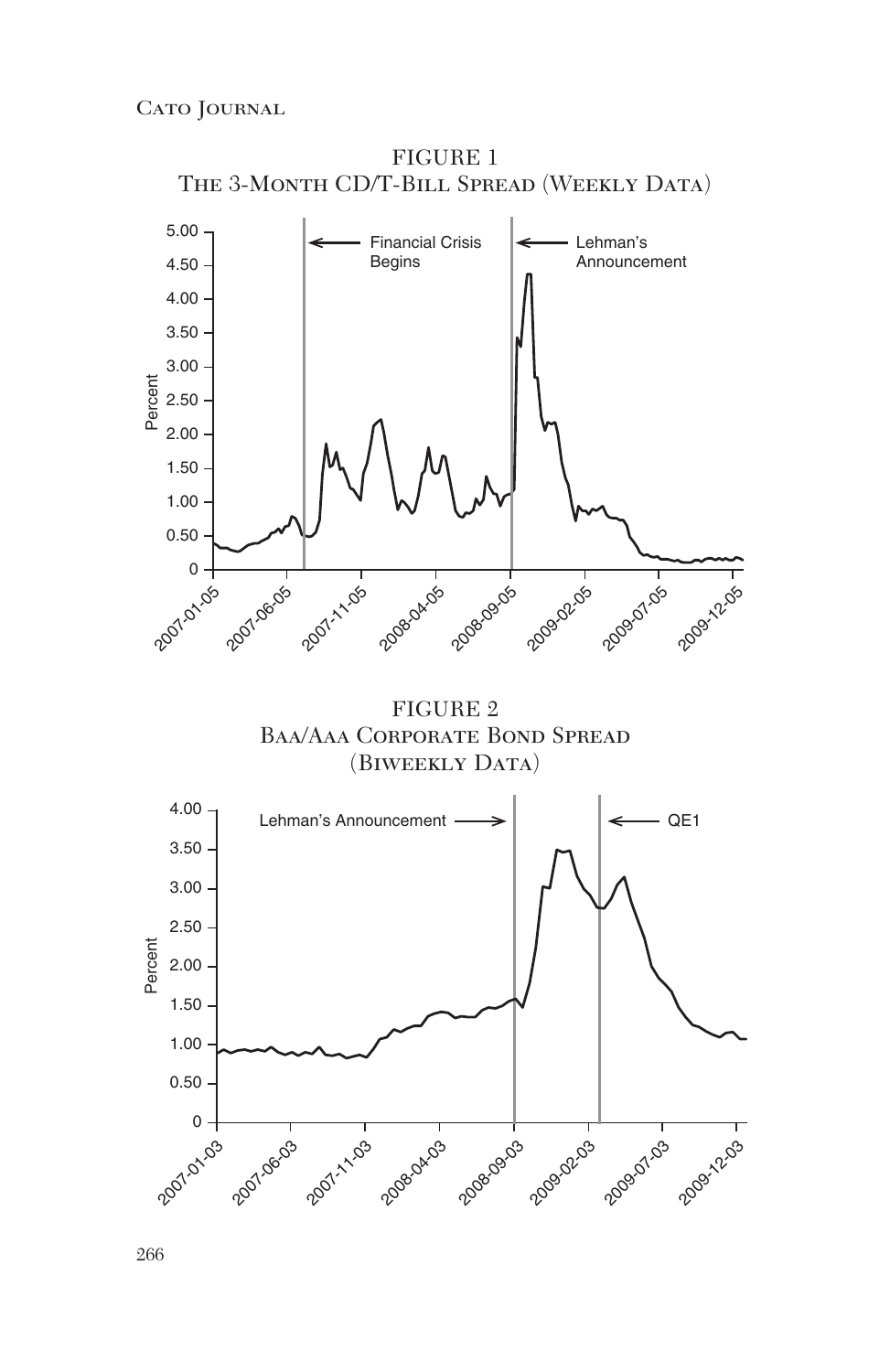FIGURE 1
The 3-Month CD/T-Bill Spread (Weekly Data)

FIGURE 2
Baa/Aaa Corporate Bond Spread (Biweekly Data)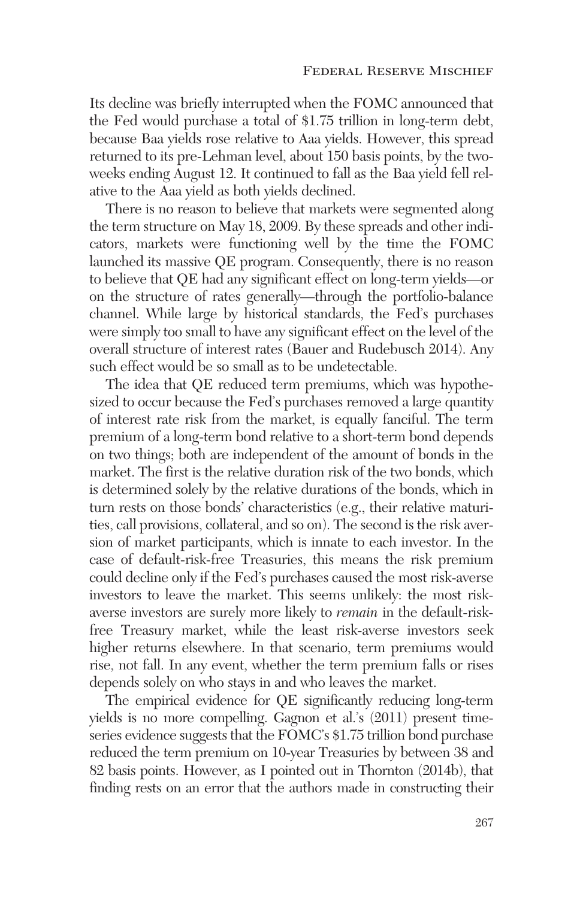Its decline was briefly interrupted when the FOMC announced that the Fed would purchase a total of $1.75 trillion in long-term debt, because Baa yields rose relative to Aaa yields. However, this spread returned to its pre-Lehman level, about 150 basis points, by the two-weeks ending August 12. It continued to fall as the Baa yield fell relative to the Aaa yield as both yields declined.

There is no reason to believe that markets were segmented along the term structure on May 18, 2009. By these spreads and other indicators, markets were functioning well by the time the FOMC launched its massive QE program. Consequently, there is no reason to believe that QE had any significant effect on long-term yields—or on the structure of rates generally—through the portfolio-balance channel. While large by historical standards, the Fed's purchases were simply too small to have any significant effect on the level of the overall structure of interest rates (Bauer and Rudebusch 2014). Any such effect would be so small as to be undetectable.

The idea that QE reduced term premiums, which was hypothesized to occur because the Fed's purchases removed a large quantity of interest rate risk from the market, is equally fanciful. The term premium of a long-term bond relative to a short-term bond depends on two things; both are independent of the amount of bonds in the market. The first is the relative duration risk of the two bonds, which is determined solely by the relative durations of the bonds, which in turn rests on those bonds' characteristics (e.g., their relative maturities, call provisions, collateral, and so on). The second is the risk aversion of market participants, which is innate to each investor. In the case of default-risk-free Treasuries, this means the risk premium could decline only if the Fed's purchases caused the most risk-averse investors to leave the market. This seems unlikely: the most risk-averse investors are surely more likely to *remain* in the default-risk-free Treasury market, while the least risk-averse investors seek higher returns elsewhere. In that scenario, term premiums would rise, not fall. In any event, whether the term premium falls or rises depends solely on who stays in and who leaves the market.

The empirical evidence for QE significantly reducing long-term yields is no more compelling. Gagnon et al.'s (2011) present time-series evidence suggests that the FOMC's $1.75 trillion bond purchase reduced the term premium on 10-year Treasuries by between 38 and 82 basis points. However, as I pointed out in Thornton (2014b), that finding rests on an error that the authors made in constructing their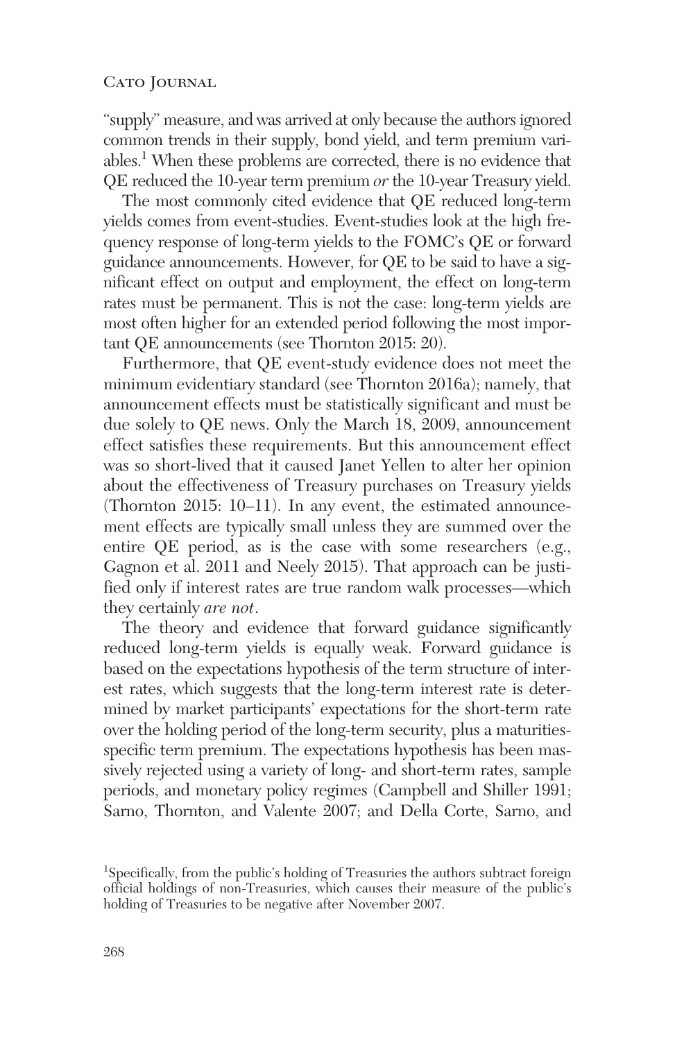"supply" measure, and was arrived at only because the authors ignored common trends in their supply, bond yield, and term premium variables.[1] When these problems are corrected, there is no evidence that QE reduced the 10-year term premium *or* the 10-year Treasury yield.

The most commonly cited evidence that QE reduced long-term yields comes from event-studies. Event-studies look at the high frequency response of long-term yields to the FOMC's QE or forward guidance announcements. However, for QE to be said to have a significant effect on output and employment, the effect on long-term rates must be permanent. This is not the case: long-term yields are most often higher for an extended period following the most important QE announcements (see Thornton 2015: 20).

Furthermore, that QE event-study evidence does not meet the minimum evidentiary standard (see Thornton 2016a); namely, that announcement effects must be statistically significant and must be due solely to QE news. Only the March 18, 2009, announcement effect satisfies these requirements. But this announcement effect was so short-lived that it caused Janet Yellen to alter her opinion about the effectiveness of Treasury purchases on Treasury yields (Thornton 2015: 10–11). In any event, the estimated announcement effects are typically small unless they are summed over the entire QE period, as is the case with some researchers (e.g., Gagnon et al. 2011 and Neely 2015). That approach can be justified only if interest rates are true random walk processes—which they certainly *are not*.

The theory and evidence that forward guidance significantly reduced long-term yields is equally weak. Forward guidance is based on the expectations hypothesis of the term structure of interest rates, which suggests that the long-term interest rate is determined by market participants' expectations for the short-term rate over the holding period of the long-term security, plus a maturities-specific term premium. The expectations hypothesis has been massively rejected using a variety of long- and short-term rates, sample periods, and monetary policy regimes (Campbell and Shiller 1991; Sarno, Thornton, and Valente 2007; and Della Corte, Sarno, and

[1] Specifically, from the public's holding of Treasuries the authors subtract foreign official holdings of non-Treasuries, which causes their measure of the public's holding of Treasuries to be negative after November 2007.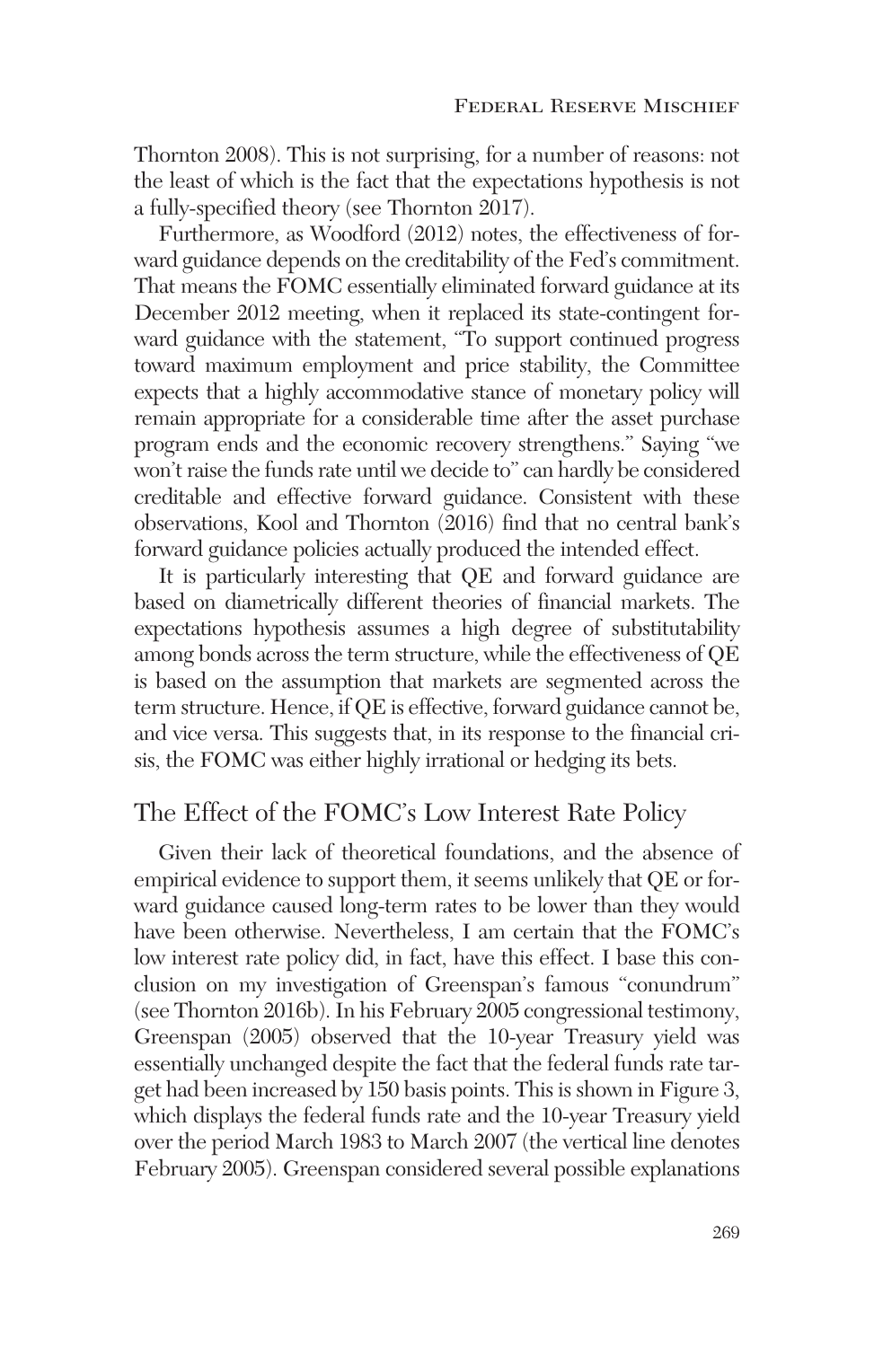Thornton 2008). This is not surprising, for a number of reasons: not the least of which is the fact that the expectations hypothesis is not a fully-specified theory (see Thornton 2017).

Furthermore, as Woodford (2012) notes, the effectiveness of forward guidance depends on the creditability of the Fed's commitment. That means the FOMC essentially eliminated forward guidance at its December 2012 meeting, when it replaced its state-contingent forward guidance with the statement, "To support continued progress toward maximum employment and price stability, the Committee expects that a highly accommodative stance of monetary policy will remain appropriate for a considerable time after the asset purchase program ends and the economic recovery strengthens." Saying "we won't raise the funds rate until we decide to" can hardly be considered creditable and effective forward guidance. Consistent with these observations, Kool and Thornton (2016) find that no central bank's forward guidance policies actually produced the intended effect.

It is particularly interesting that QE and forward guidance are based on diametrically different theories of financial markets. The expectations hypothesis assumes a high degree of substitutability among bonds across the term structure, while the effectiveness of QE is based on the assumption that markets are segmented across the term structure. Hence, if QE is effective, forward guidance cannot be, and vice versa. This suggests that, in its response to the financial crisis, the FOMC was either highly irrational or hedging its bets.

## The Effect of the FOMC's Low Interest Rate Policy

Given their lack of theoretical foundations, and the absence of empirical evidence to support them, it seems unlikely that QE or forward guidance caused long-term rates to be lower than they would have been otherwise. Nevertheless, I am certain that the FOMC's low interest rate policy did, in fact, have this effect. I base this conclusion on my investigation of Greenspan's famous "conundrum" (see Thornton 2016b). In his February 2005 congressional testimony, Greenspan (2005) observed that the 10-year Treasury yield was essentially unchanged despite the fact that the federal funds rate target had been increased by 150 basis points. This is shown in Figure 3, which displays the federal funds rate and the 10-year Treasury yield over the period March 1983 to March 2007 (the vertical line denotes February 2005). Greenspan considered several possible explanations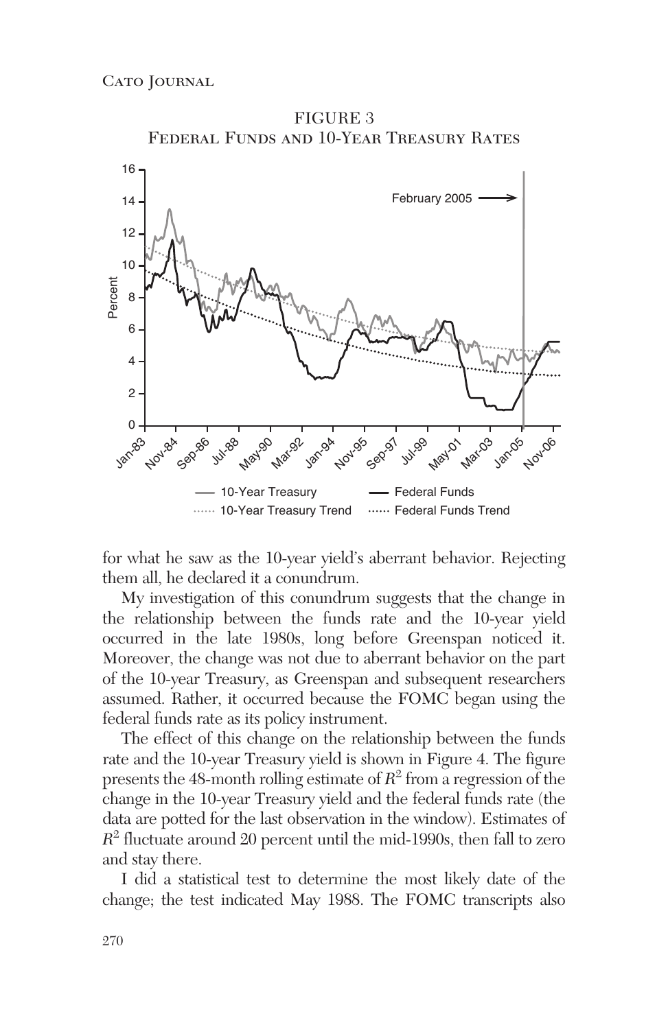FIGURE 3
Federal Funds and 10-Year Treasury Rates

for what he saw as the 10-year yield's aberrant behavior. Rejecting them all, he declared it a conundrum.

My investigation of this conundrum suggests that the change in the relationship between the funds rate and the 10-year yield occurred in the late 1980s, long before Greenspan noticed it. Moreover, the change was not due to aberrant behavior on the part of the 10-year Treasury, as Greenspan and subsequent researchers assumed. Rather, it occurred because the FOMC began using the federal funds rate as its policy instrument.

The effect of this change on the relationship between the funds rate and the 10-year Treasury yield is shown in Figure 4. The figure presents the 48-month rolling estimate of $R^2$ from a regression of the change in the 10-year Treasury yield and the federal funds rate (the data are potted for the last observation in the window). Estimates of $R^2$ fluctuate around 20 percent until the mid-1990s, then fall to zero and stay there.

I did a statistical test to determine the most likely date of the change; the test indicated May 1988. The FOMC transcripts also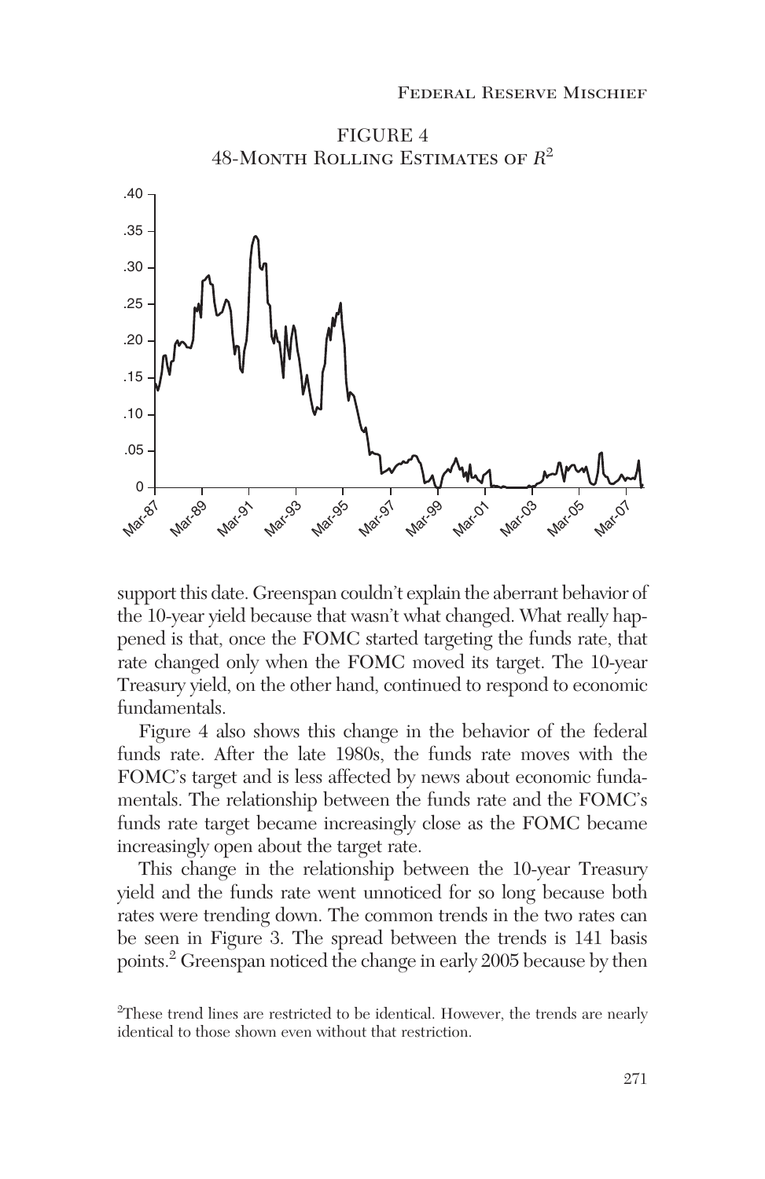FIGURE 4
48-MONTH ROLLING ESTIMATES OF $R^2$

support this date. Greenspan couldn't explain the aberrant behavior of the 10-year yield because that wasn't what changed. What really happened is that, once the FOMC started targeting the funds rate, that rate changed only when the FOMC moved its target. The 10-year Treasury yield, on the other hand, continued to respond to economic fundamentals.

Figure 4 also shows this change in the behavior of the federal funds rate. After the late 1980s, the funds rate moves with the FOMC's target and is less affected by news about economic fundamentals. The relationship between the funds rate and the FOMC's funds rate target became increasingly close as the FOMC became increasingly open about the target rate.

This change in the relationship between the 10-year Treasury yield and the funds rate went unnoticed for so long because both rates were trending down. The common trends in the two rates can be seen in Figure 3. The spread between the trends is 141 basis points.[2] Greenspan noticed the change in early 2005 because by then

[2]These trend lines are restricted to be identical. However, the trends are nearly identical to those shown even without that restriction.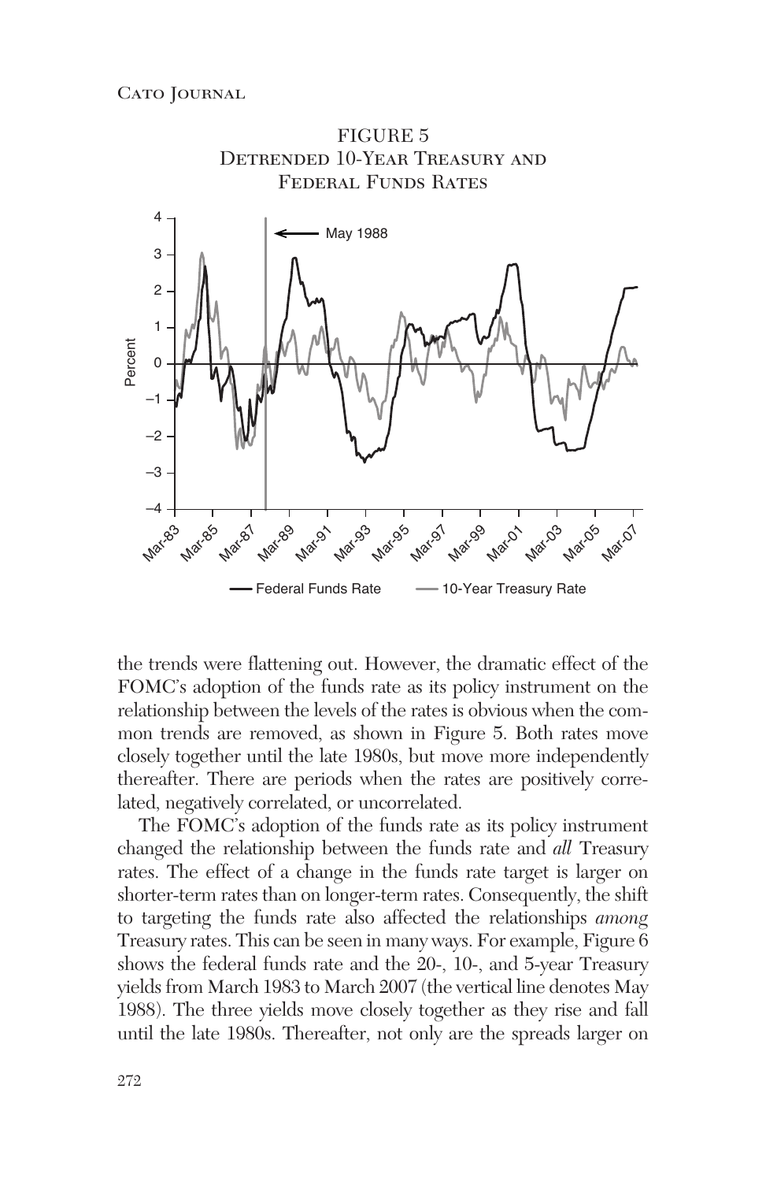FIGURE 5
Detrended 10-Year Treasury and Federal Funds Rates

the trends were flattening out. However, the dramatic effect of the FOMC's adoption of the funds rate as its policy instrument on the relationship between the levels of the rates is obvious when the common trends are removed, as shown in Figure 5. Both rates move closely together until the late 1980s, but move more independently thereafter. There are periods when the rates are positively correlated, negatively correlated, or uncorrelated.

The FOMC's adoption of the funds rate as its policy instrument changed the relationship between the funds rate and *all* Treasury rates. The effect of a change in the funds rate target is larger on shorter-term rates than on longer-term rates. Consequently, the shift to targeting the funds rate also affected the relationships *among* Treasury rates. This can be seen in many ways. For example, Figure 6 shows the federal funds rate and the 20-, 10-, and 5-year Treasury yields from March 1983 to March 2007 (the vertical line denotes May 1988). The three yields move closely together as they rise and fall until the late 1980s. Thereafter, not only are the spreads larger on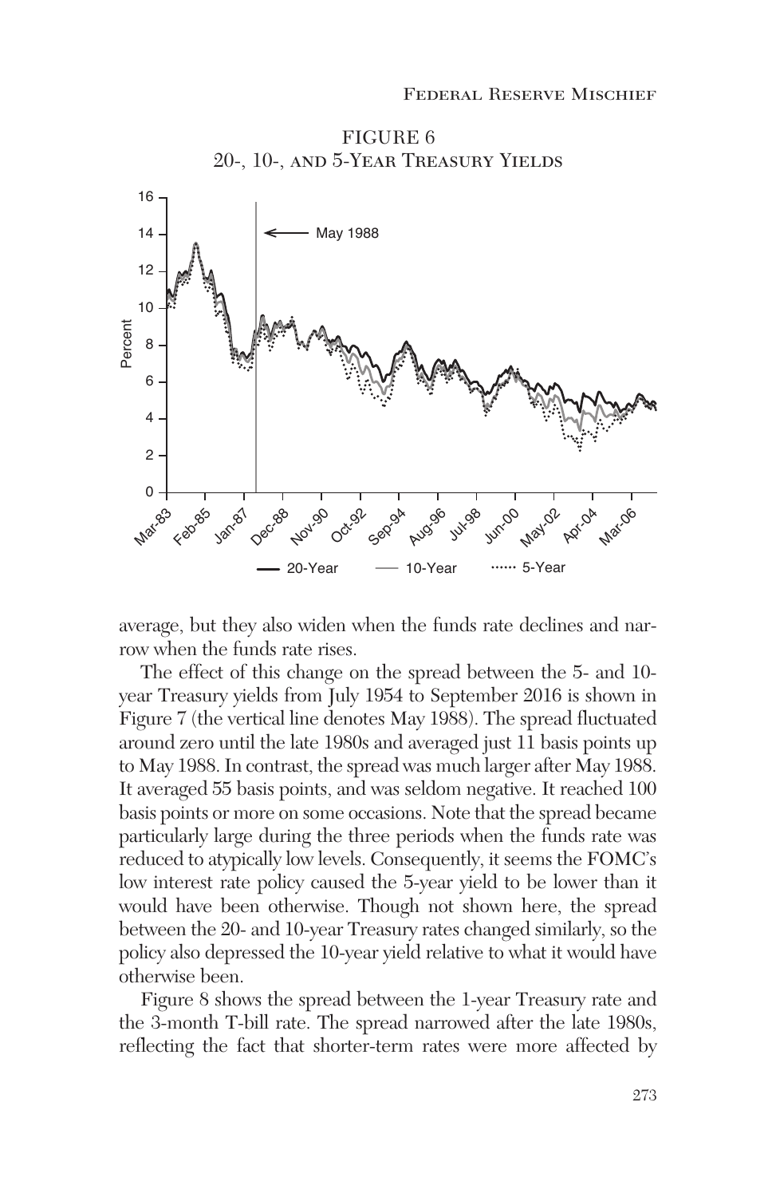FIGURE 6
20-, 10-, and 5-Year Treasury Yields

average, but they also widen when the funds rate declines and narrow when the funds rate rises.

The effect of this change on the spread between the 5- and 10-year Treasury yields from July 1954 to September 2016 is shown in Figure 7 (the vertical line denotes May 1988). The spread fluctuated around zero until the late 1980s and averaged just 11 basis points up to May 1988. In contrast, the spread was much larger after May 1988. It averaged 55 basis points, and was seldom negative. It reached 100 basis points or more on some occasions. Note that the spread became particularly large during the three periods when the funds rate was reduced to atypically low levels. Consequently, it seems the FOMC's low interest rate policy caused the 5-year yield to be lower than it would have been otherwise. Though not shown here, the spread between the 20- and 10-year Treasury rates changed similarly, so the policy also depressed the 10-year yield relative to what it would have otherwise been.

Figure 8 shows the spread between the 1-year Treasury rate and the 3-month T-bill rate. The spread narrowed after the late 1980s, reflecting the fact that shorter-term rates were more affected by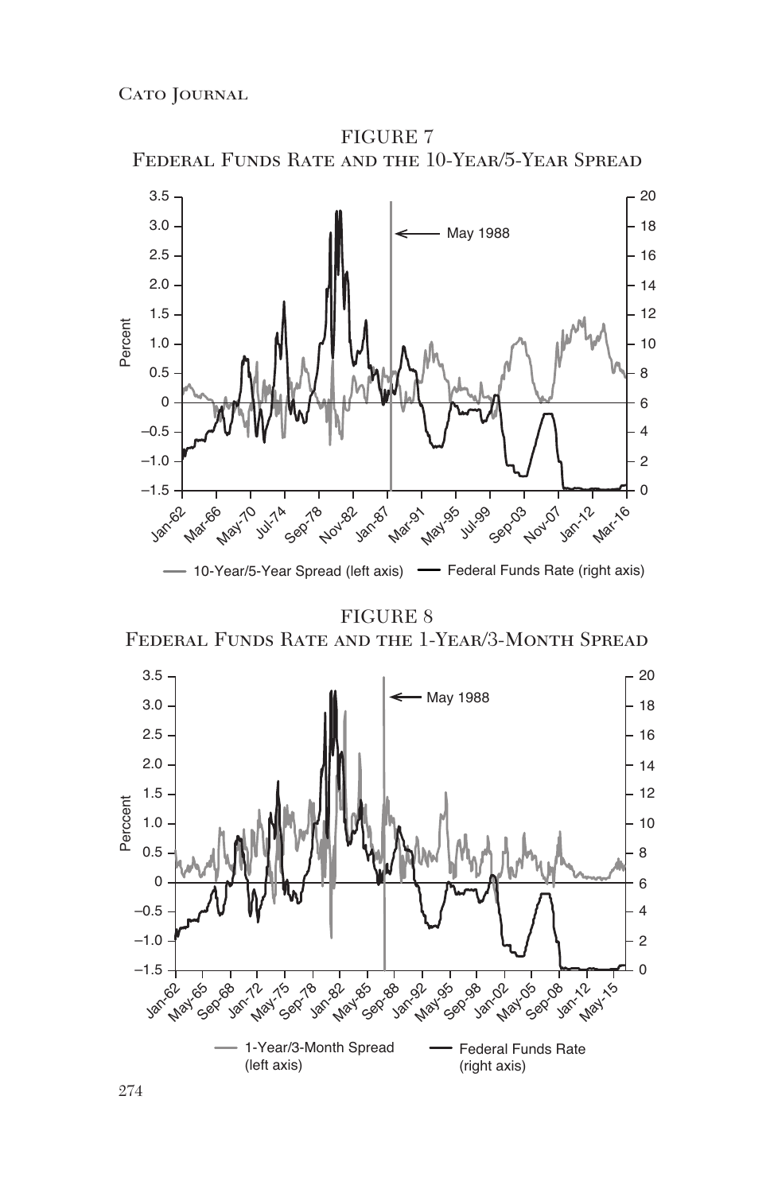FIGURE 7
Federal Funds Rate and the 10-Year/5-Year Spread

FIGURE 8
Federal Funds Rate and the 1-Year/3-Month Spread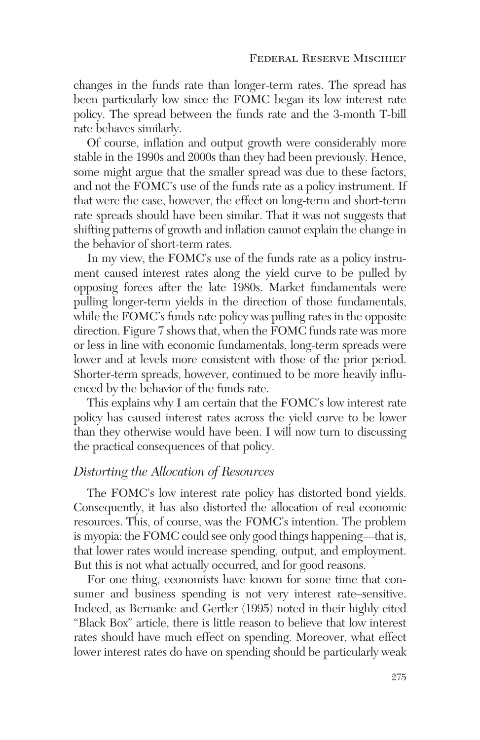changes in the funds rate than longer-term rates. The spread has been particularly low since the FOMC began its low interest rate policy. The spread between the funds rate and the 3-month T-bill rate behaves similarly.

Of course, inflation and output growth were considerably more stable in the 1990s and 2000s than they had been previously. Hence, some might argue that the smaller spread was due to these factors, and not the FOMC's use of the funds rate as a policy instrument. If that were the case, however, the effect on long-term and short-term rate spreads should have been similar. That it was not suggests that shifting patterns of growth and inflation cannot explain the change in the behavior of short-term rates.

In my view, the FOMC's use of the funds rate as a policy instrument caused interest rates along the yield curve to be pulled by opposing forces after the late 1980s. Market fundamentals were pulling longer-term yields in the direction of those fundamentals, while the FOMC's funds rate policy was pulling rates in the opposite direction. Figure 7 shows that, when the FOMC funds rate was more or less in line with economic fundamentals, long-term spreads were lower and at levels more consistent with those of the prior period. Shorter-term spreads, however, continued to be more heavily influenced by the behavior of the funds rate.

This explains why I am certain that the FOMC's low interest rate policy has caused interest rates across the yield curve to be lower than they otherwise would have been. I will now turn to discussing the practical consequences of that policy.

## *Distorting the Allocation of Resources*

The FOMC's low interest rate policy has distorted bond yields. Consequently, it has also distorted the allocation of real economic resources. This, of course, was the FOMC's intention. The problem is myopia: the FOMC could see only good things happening—that is, that lower rates would increase spending, output, and employment. But this is not what actually occurred, and for good reasons.

For one thing, economists have known for some time that consumer and business spending is not very interest rate–sensitive. Indeed, as Bernanke and Gertler (1995) noted in their highly cited "Black Box" article, there is little reason to believe that low interest rates should have much effect on spending. Moreover, what effect lower interest rates do have on spending should be particularly weak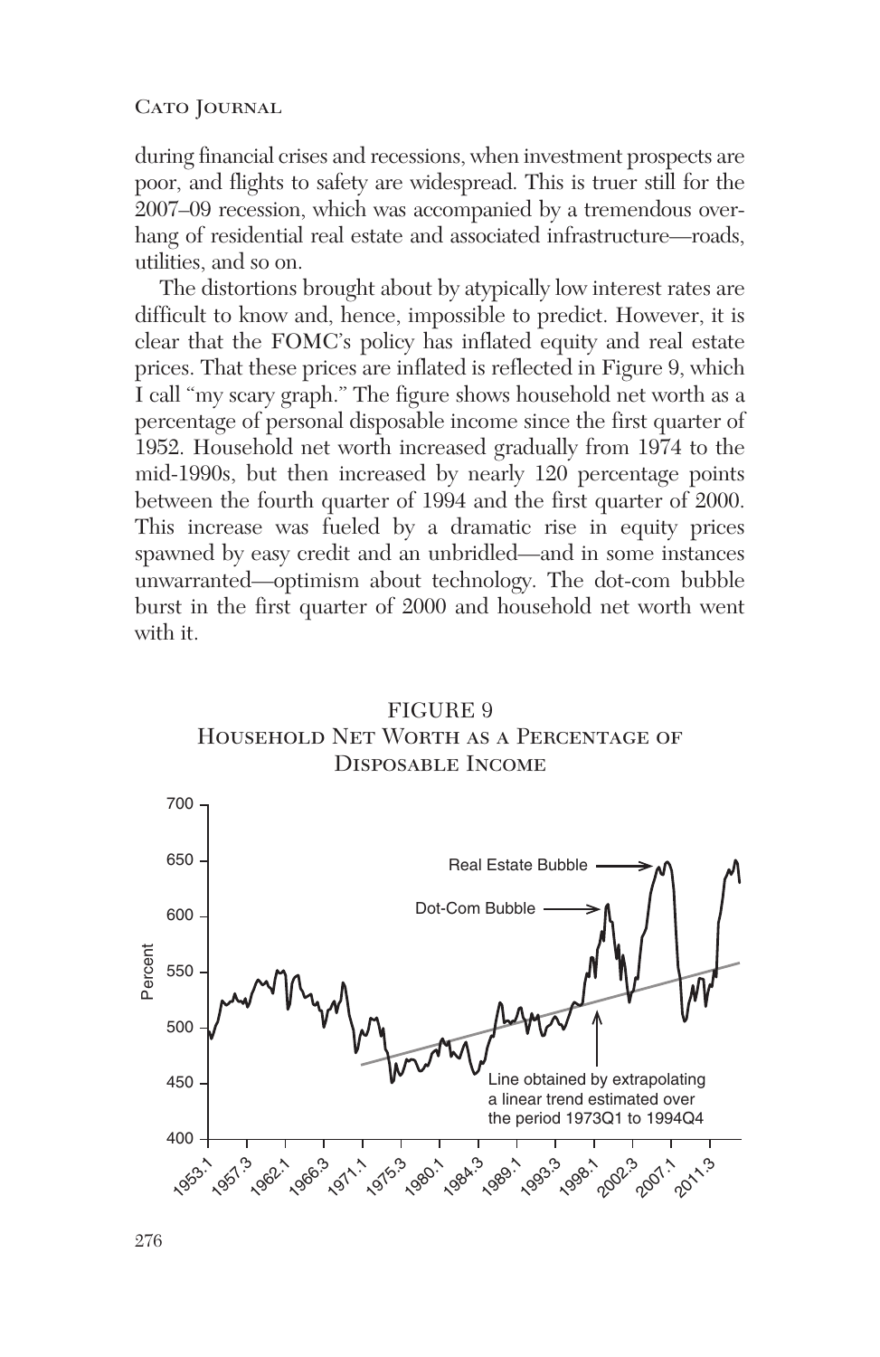during financial crises and recessions, when investment prospects are poor, and flights to safety are widespread. This is truer still for the 2007–09 recession, which was accompanied by a tremendous overhang of residential real estate and associated infrastructure—roads, utilities, and so on.

The distortions brought about by atypically low interest rates are difficult to know and, hence, impossible to predict. However, it is clear that the FOMC's policy has inflated equity and real estate prices. That these prices are inflated is reflected in Figure 9, which I call "my scary graph." The figure shows household net worth as a percentage of personal disposable income since the first quarter of 1952. Household net worth increased gradually from 1974 to the mid-1990s, but then increased by nearly 120 percentage points between the fourth quarter of 1994 and the first quarter of 2000. This increase was fueled by a dramatic rise in equity prices spawned by easy credit and an unbridled—and in some instances unwarranted—optimism about technology. The dot-com bubble burst in the first quarter of 2000 and household net worth went with it.

FIGURE 9
Household Net Worth as a Percentage of Disposable Income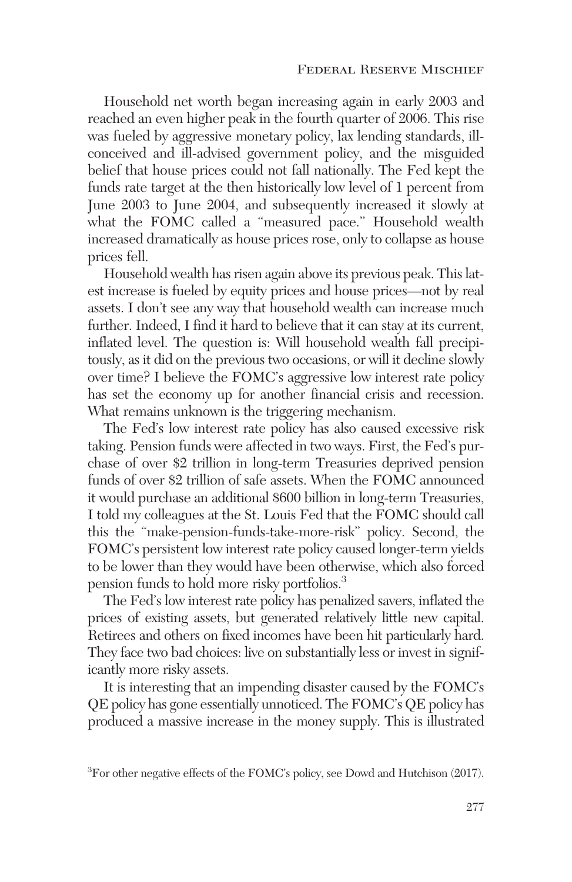Household net worth began increasing again in early 2003 and reached an even higher peak in the fourth quarter of 2006. This rise was fueled by aggressive monetary policy, lax lending standards, ill-conceived and ill-advised government policy, and the misguided belief that house prices could not fall nationally. The Fed kept the funds rate target at the then historically low level of 1 percent from June 2003 to June 2004, and subsequently increased it slowly at what the FOMC called a "measured pace." Household wealth increased dramatically as house prices rose, only to collapse as house prices fell.

Household wealth has risen again above its previous peak. This latest increase is fueled by equity prices and house prices—not by real assets. I don't see any way that household wealth can increase much further. Indeed, I find it hard to believe that it can stay at its current, inflated level. The question is: Will household wealth fall precipitously, as it did on the previous two occasions, or will it decline slowly over time? I believe the FOMC's aggressive low interest rate policy has set the economy up for another financial crisis and recession. What remains unknown is the triggering mechanism.

The Fed's low interest rate policy has also caused excessive risk taking. Pension funds were affected in two ways. First, the Fed's purchase of over $2 trillion in long-term Treasuries deprived pension funds of over $2 trillion of safe assets. When the FOMC announced it would purchase an additional $600 billion in long-term Treasuries, I told my colleagues at the St. Louis Fed that the FOMC should call this the "make-pension-funds-take-more-risk" policy. Second, the FOMC's persistent low interest rate policy caused longer-term yields to be lower than they would have been otherwise, which also forced pension funds to hold more risky portfolios.[3]

The Fed's low interest rate policy has penalized savers, inflated the prices of existing assets, but generated relatively little new capital. Retirees and others on fixed incomes have been hit particularly hard. They face two bad choices: live on substantially less or invest in significantly more risky assets.

It is interesting that an impending disaster caused by the FOMC's QE policy has gone essentially unnoticed. The FOMC's QE policy has produced a massive increase in the money supply. This is illustrated

[3] For other negative effects of the FOMC's policy, see Dowd and Hutchison (2017).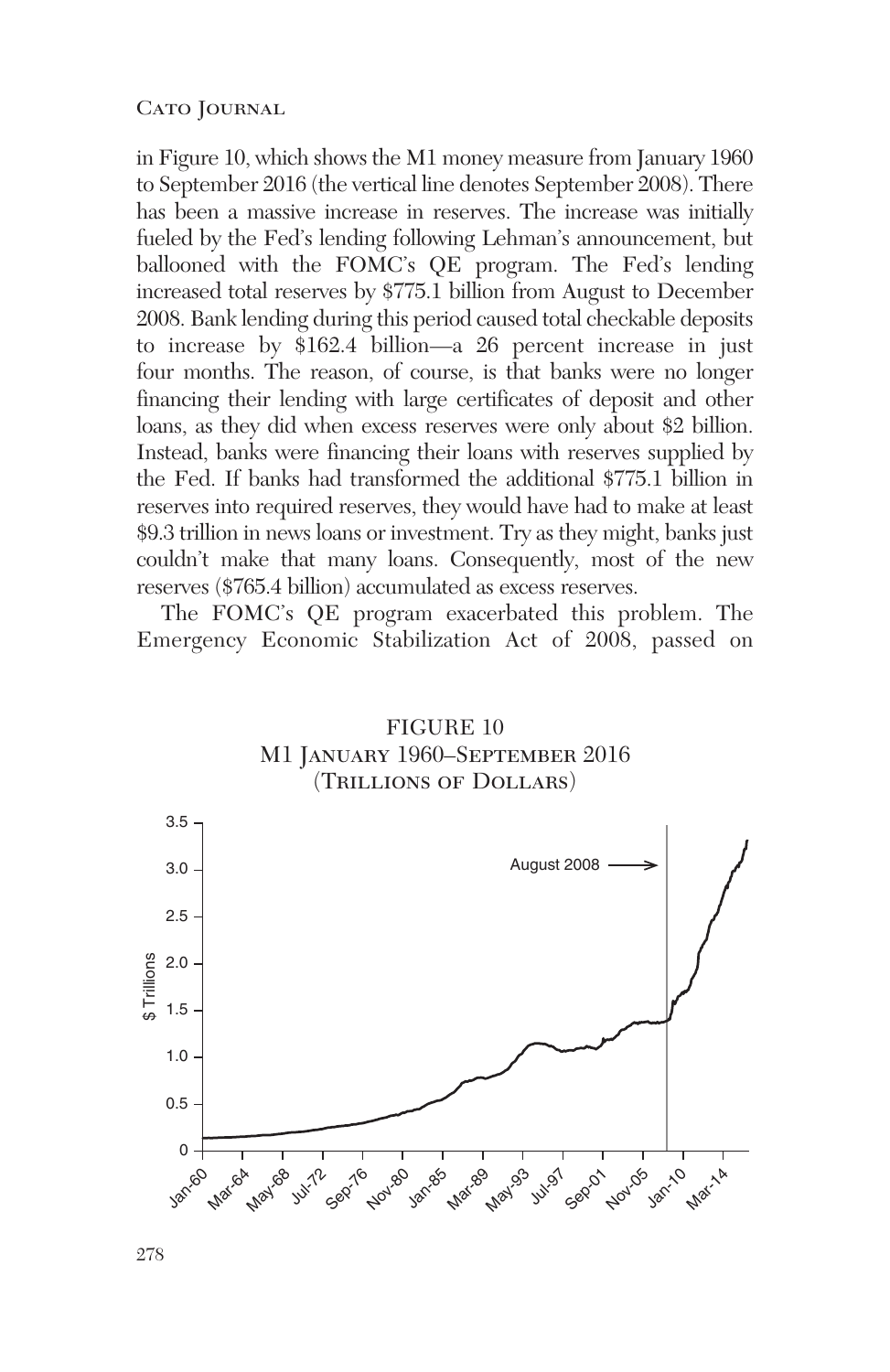in Figure 10, which shows the M1 money measure from January 1960 to September 2016 (the vertical line denotes September 2008). There has been a massive increase in reserves. The increase was initially fueled by the Fed's lending following Lehman's announcement, but ballooned with the FOMC's QE program. The Fed's lending increased total reserves by $775.1 billion from August to December 2008. Bank lending during this period caused total checkable deposits to increase by $162.4 billion—a 26 percent increase in just four months. The reason, of course, is that banks were no longer financing their lending with large certificates of deposit and other loans, as they did when excess reserves were only about $2 billion. Instead, banks were financing their loans with reserves supplied by the Fed. If banks had transformed the additional $775.1 billion in reserves into required reserves, they would have had to make at least $9.3 trillion in news loans or investment. Try as they might, banks just couldn't make that many loans. Consequently, most of the new reserves ($765.4 billion) accumulated as excess reserves.

The FOMC's QE program exacerbated this problem. The Emergency Economic Stabilization Act of 2008, passed on

FIGURE 10
M1 January 1960–September 2016
(Trillions of Dollars)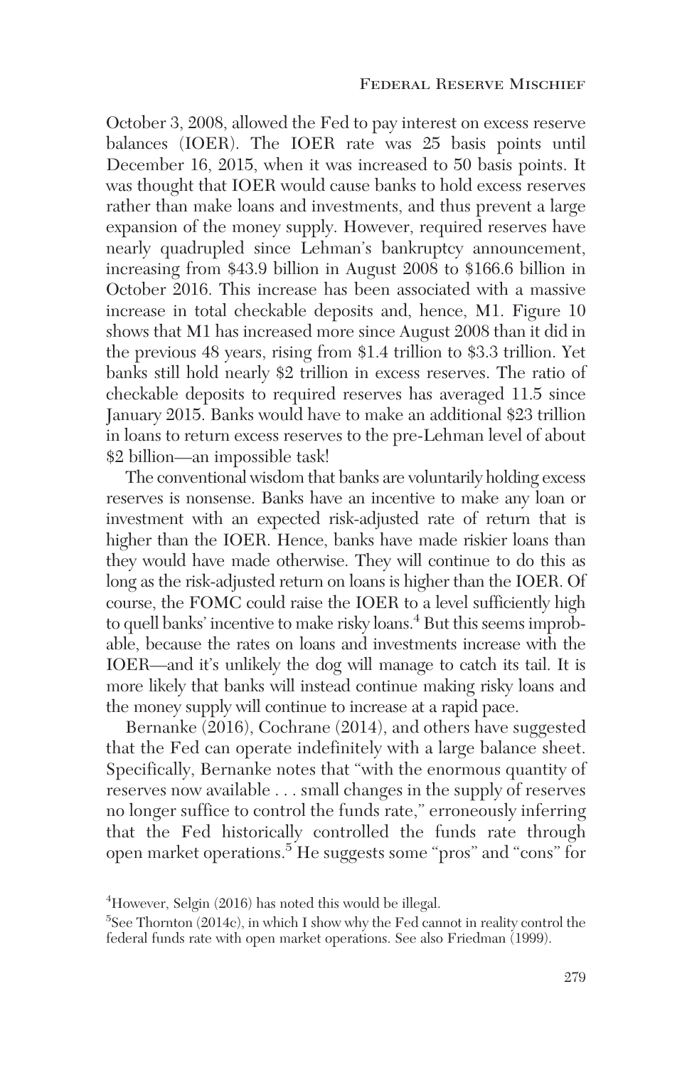October 3, 2008, allowed the Fed to pay interest on excess reserve balances (IOER). The IOER rate was 25 basis points until December 16, 2015, when it was increased to 50 basis points. It was thought that IOER would cause banks to hold excess reserves rather than make loans and investments, and thus prevent a large expansion of the money supply. However, required reserves have nearly quadrupled since Lehman's bankruptcy announcement, increasing from $43.9 billion in August 2008 to $166.6 billion in October 2016. This increase has been associated with a massive increase in total checkable deposits and, hence, M1. Figure 10 shows that M1 has increased more since August 2008 than it did in the previous 48 years, rising from $1.4 trillion to $3.3 trillion. Yet banks still hold nearly $2 trillion in excess reserves. The ratio of checkable deposits to required reserves has averaged 11.5 since January 2015. Banks would have to make an additional $23 trillion in loans to return excess reserves to the pre-Lehman level of about $2 billion—an impossible task!

The conventional wisdom that banks are voluntarily holding excess reserves is nonsense. Banks have an incentive to make any loan or investment with an expected risk-adjusted rate of return that is higher than the IOER. Hence, banks have made riskier loans than they would have made otherwise. They will continue to do this as long as the risk-adjusted return on loans is higher than the IOER. Of course, the FOMC could raise the IOER to a level sufficiently high to quell banks' incentive to make risky loans.[4] But this seems improbable, because the rates on loans and investments increase with the IOER—and it's unlikely the dog will manage to catch its tail. It is more likely that banks will instead continue making risky loans and the money supply will continue to increase at a rapid pace.

Bernanke (2016), Cochrane (2014), and others have suggested that the Fed can operate indefinitely with a large balance sheet. Specifically, Bernanke notes that "with the enormous quantity of reserves now available . . . small changes in the supply of reserves no longer suffice to control the funds rate," erroneously inferring that the Fed historically controlled the funds rate through open market operations.[5] He suggests some "pros" and "cons" for

[4] However, Selgin (2016) has noted this would be illegal.

[5] See Thornton (2014c), in which I show why the Fed cannot in reality control the federal funds rate with open market operations. See also Friedman (1999).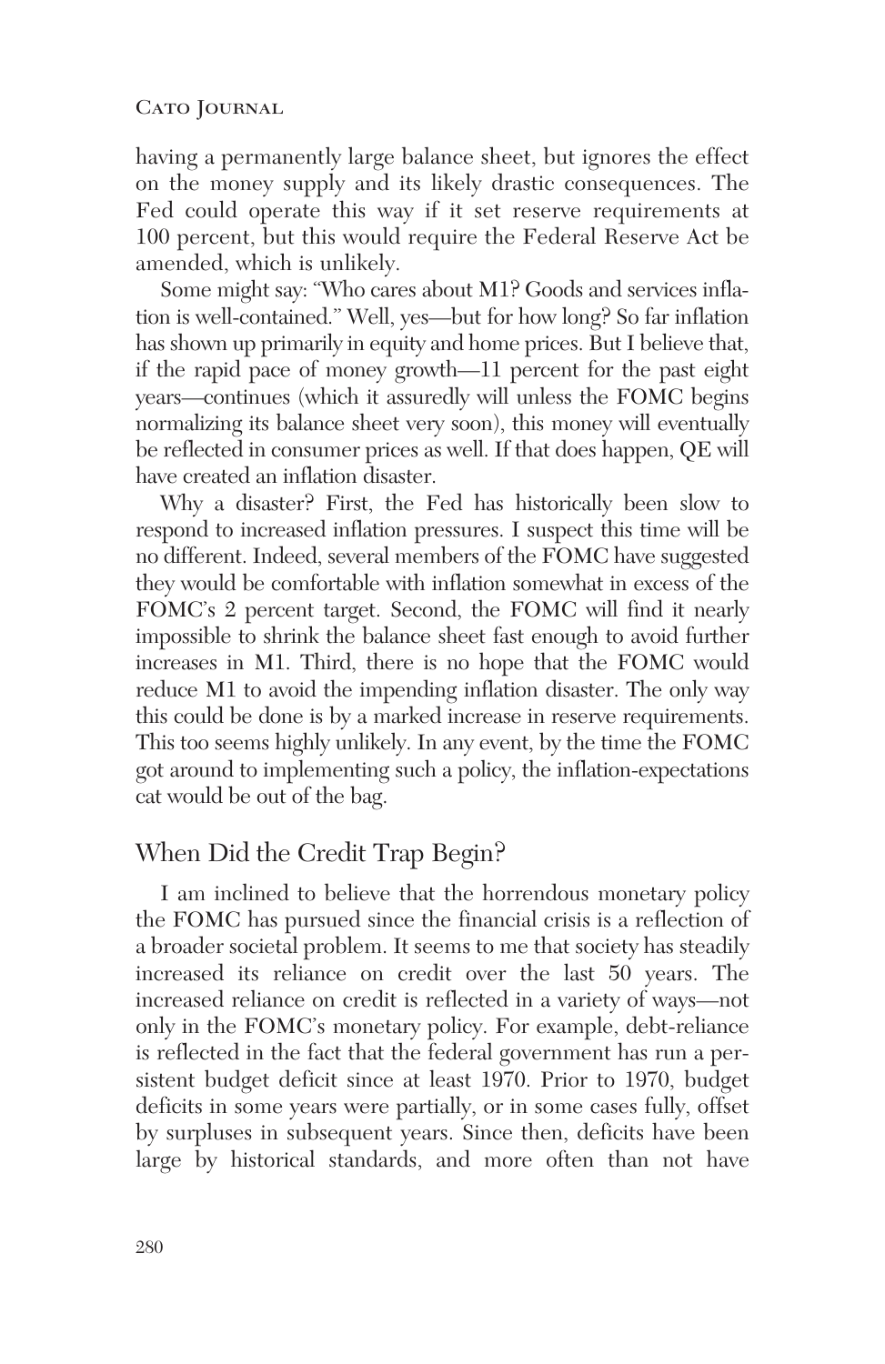having a permanently large balance sheet, but ignores the effect on the money supply and its likely drastic consequences. The Fed could operate this way if it set reserve requirements at 100 percent, but this would require the Federal Reserve Act be amended, which is unlikely.

Some might say: "Who cares about M1? Goods and services inflation is well-contained." Well, yes—but for how long? So far inflation has shown up primarily in equity and home prices. But I believe that, if the rapid pace of money growth—11 percent for the past eight years—continues (which it assuredly will unless the FOMC begins normalizing its balance sheet very soon), this money will eventually be reflected in consumer prices as well. If that does happen, QE will have created an inflation disaster.

Why a disaster? First, the Fed has historically been slow to respond to increased inflation pressures. I suspect this time will be no different. Indeed, several members of the FOMC have suggested they would be comfortable with inflation somewhat in excess of the FOMC's 2 percent target. Second, the FOMC will find it nearly impossible to shrink the balance sheet fast enough to avoid further increases in M1. Third, there is no hope that the FOMC would reduce M1 to avoid the impending inflation disaster. The only way this could be done is by a marked increase in reserve requirements. This too seems highly unlikely. In any event, by the time the FOMC got around to implementing such a policy, the inflation-expectations cat would be out of the bag.

## When Did the Credit Trap Begin?

I am inclined to believe that the horrendous monetary policy the FOMC has pursued since the financial crisis is a reflection of a broader societal problem. It seems to me that society has steadily increased its reliance on credit over the last 50 years. The increased reliance on credit is reflected in a variety of ways—not only in the FOMC's monetary policy. For example, debt-reliance is reflected in the fact that the federal government has run a persistent budget deficit since at least 1970. Prior to 1970, budget deficits in some years were partially, or in some cases fully, offset by surpluses in subsequent years. Since then, deficits have been large by historical standards, and more often than not have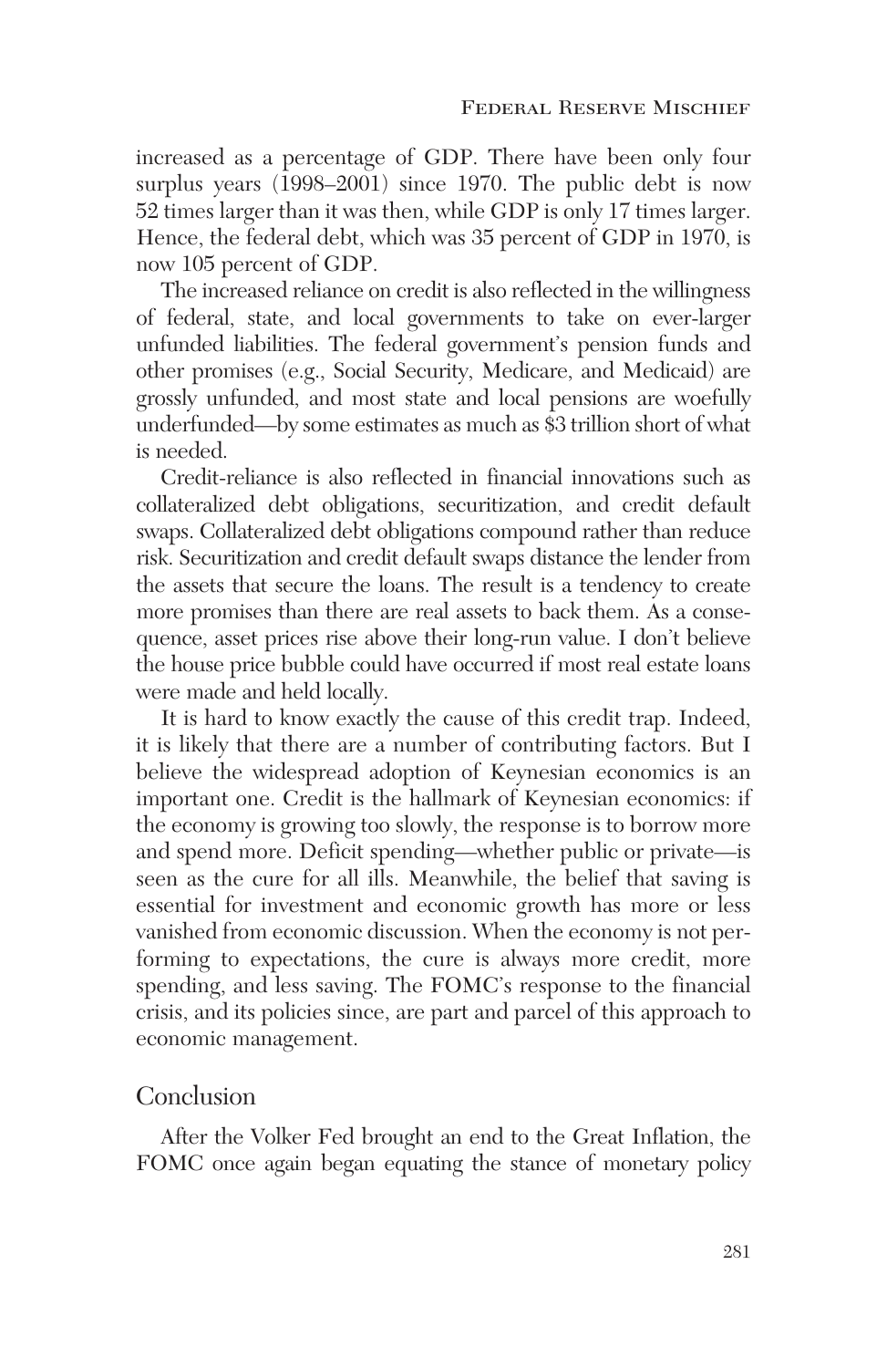increased as a percentage of GDP. There have been only four surplus years (1998–2001) since 1970. The public debt is now 52 times larger than it was then, while GDP is only 17 times larger. Hence, the federal debt, which was 35 percent of GDP in 1970, is now 105 percent of GDP.

The increased reliance on credit is also reflected in the willingness of federal, state, and local governments to take on ever-larger unfunded liabilities. The federal government's pension funds and other promises (e.g., Social Security, Medicare, and Medicaid) are grossly unfunded, and most state and local pensions are woefully underfunded—by some estimates as much as $3 trillion short of what is needed.

Credit-reliance is also reflected in financial innovations such as collateralized debt obligations, securitization, and credit default swaps. Collateralized debt obligations compound rather than reduce risk. Securitization and credit default swaps distance the lender from the assets that secure the loans. The result is a tendency to create more promises than there are real assets to back them. As a consequence, asset prices rise above their long-run value. I don't believe the house price bubble could have occurred if most real estate loans were made and held locally.

It is hard to know exactly the cause of this credit trap. Indeed, it is likely that there are a number of contributing factors. But I believe the widespread adoption of Keynesian economics is an important one. Credit is the hallmark of Keynesian economics: if the economy is growing too slowly, the response is to borrow more and spend more. Deficit spending—whether public or private—is seen as the cure for all ills. Meanwhile, the belief that saving is essential for investment and economic growth has more or less vanished from economic discussion. When the economy is not performing to expectations, the cure is always more credit, more spending, and less saving. The FOMC's response to the financial crisis, and its policies since, are part and parcel of this approach to economic management.

## Conclusion

After the Volker Fed brought an end to the Great Inflation, the FOMC once again began equating the stance of monetary policy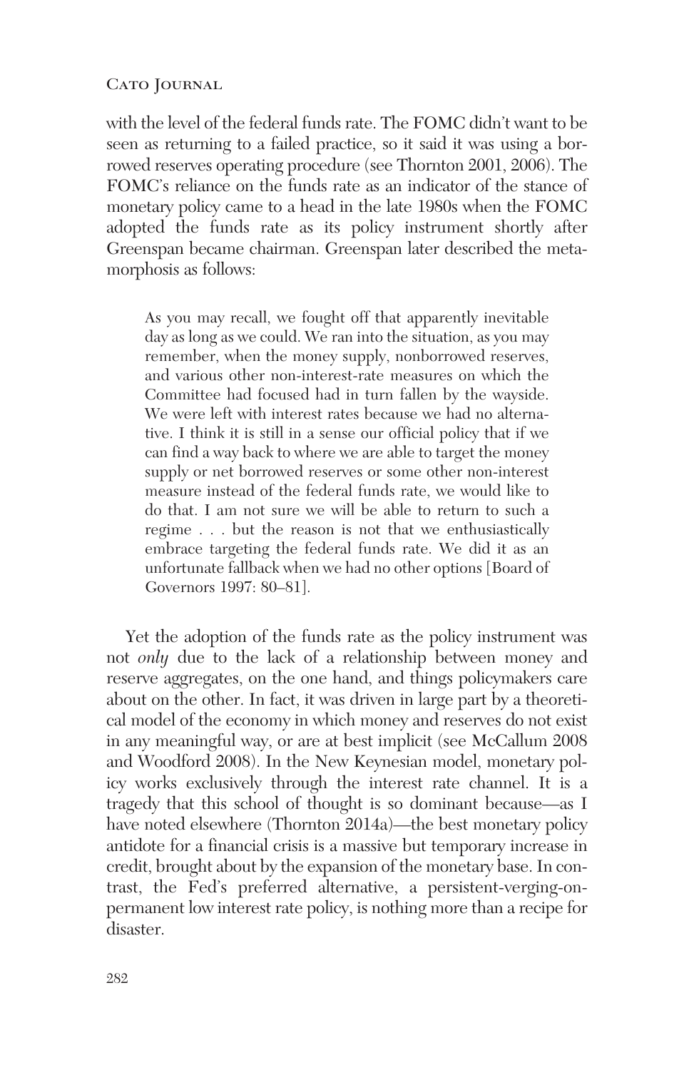with the level of the federal funds rate. The FOMC didn't want to be seen as returning to a failed practice, so it said it was using a borrowed reserves operating procedure (see Thornton 2001, 2006). The FOMC's reliance on the funds rate as an indicator of the stance of monetary policy came to a head in the late 1980s when the FOMC adopted the funds rate as its policy instrument shortly after Greenspan became chairman. Greenspan later described the metamorphosis as follows:

> As you may recall, we fought off that apparently inevitable day as long as we could. We ran into the situation, as you may remember, when the money supply, nonborrowed reserves, and various other non-interest-rate measures on which the Committee had focused had in turn fallen by the wayside. We were left with interest rates because we had no alternative. I think it is still in a sense our official policy that if we can find a way back to where we are able to target the money supply or net borrowed reserves or some other non-interest measure instead of the federal funds rate, we would like to do that. I am not sure we will be able to return to such a regime . . . but the reason is not that we enthusiastically embrace targeting the federal funds rate. We did it as an unfortunate fallback when we had no other options [Board of Governors 1997: 80–81].

Yet the adoption of the funds rate as the policy instrument was not *only* due to the lack of a relationship between money and reserve aggregates, on the one hand, and things policymakers care about on the other. In fact, it was driven in large part by a theoretical model of the economy in which money and reserves do not exist in any meaningful way, or are at best implicit (see McCallum 2008 and Woodford 2008). In the New Keynesian model, monetary policy works exclusively through the interest rate channel. It is a tragedy that this school of thought is so dominant because—as I have noted elsewhere (Thornton 2014a)—the best monetary policy antidote for a financial crisis is a massive but temporary increase in credit, brought about by the expansion of the monetary base. In contrast, the Fed's preferred alternative, a persistent-verging-on-permanent low interest rate policy, is nothing more than a recipe for disaster.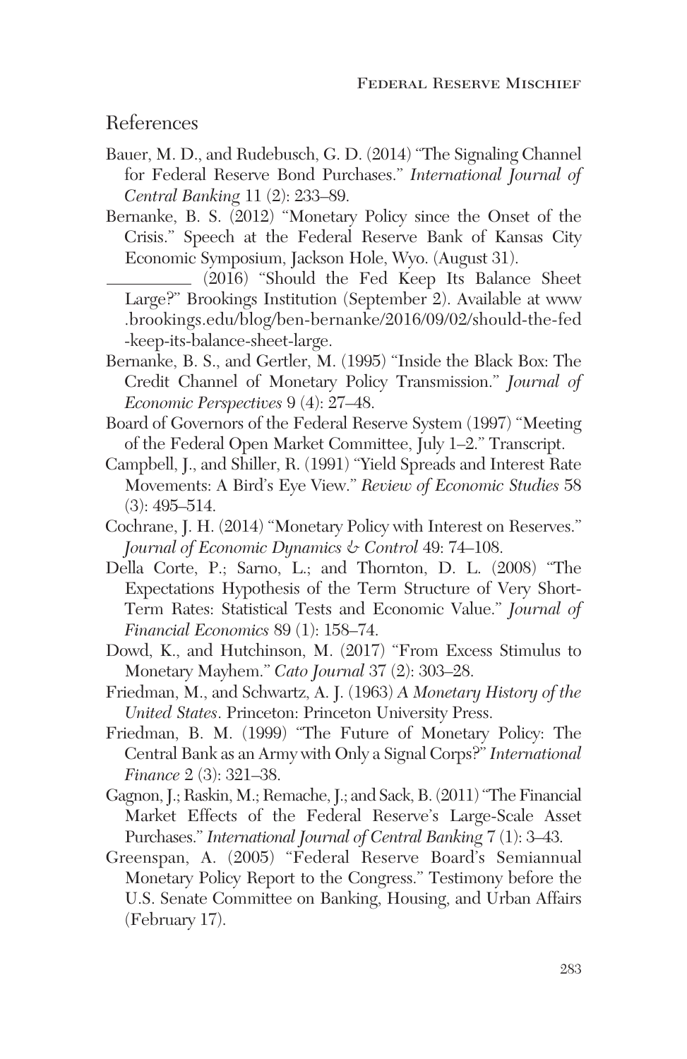## References

Bauer, M. D., and Rudebusch, G. D. (2014) "The Signaling Channel for Federal Reserve Bond Purchases." *International Journal of Central Banking* 11 (2): 233–89.

Bernanke, B. S. (2012) "Monetary Policy since the Onset of the Crisis." Speech at the Federal Reserve Bank of Kansas City Economic Symposium, Jackson Hole, Wyo. (August 31).

__________ (2016) "Should the Fed Keep Its Balance Sheet Large?" Brookings Institution (September 2). Available at www.brookings.edu/blog/ben-bernanke/2016/09/02/should-the-fed-keep-its-balance-sheet-large.

Bernanke, B. S., and Gertler, M. (1995) "Inside the Black Box: The Credit Channel of Monetary Policy Transmission." *Journal of Economic Perspectives* 9 (4): 27–48.

Board of Governors of the Federal Reserve System (1997) "Meeting of the Federal Open Market Committee, July 1–2." Transcript.

Campbell, J., and Shiller, R. (1991) "Yield Spreads and Interest Rate Movements: A Bird's Eye View." *Review of Economic Studies* 58 (3): 495–514.

Cochrane, J. H. (2014) "Monetary Policy with Interest on Reserves." *Journal of Economic Dynamics & Control* 49: 74–108.

Della Corte, P.; Sarno, L.; and Thornton, D. L. (2008) "The Expectations Hypothesis of the Term Structure of Very Short-Term Rates: Statistical Tests and Economic Value." *Journal of Financial Economics* 89 (1): 158–74.

Dowd, K., and Hutchinson, M. (2017) "From Excess Stimulus to Monetary Mayhem." *Cato Journal* 37 (2): 303–28.

Friedman, M., and Schwartz, A. J. (1963) *A Monetary History of the United States*. Princeton: Princeton University Press.

Friedman, B. M. (1999) "The Future of Monetary Policy: The Central Bank as an Army with Only a Signal Corps?" *International Finance* 2 (3): 321–38.

Gagnon, J.; Raskin, M.; Remache, J.; and Sack, B. (2011) "The Financial Market Effects of the Federal Reserve's Large-Scale Asset Purchases." *International Journal of Central Banking* 7 (1): 3–43.

Greenspan, A. (2005) "Federal Reserve Board's Semiannual Monetary Policy Report to the Congress." Testimony before the U.S. Senate Committee on Banking, Housing, and Urban Affairs (February 17).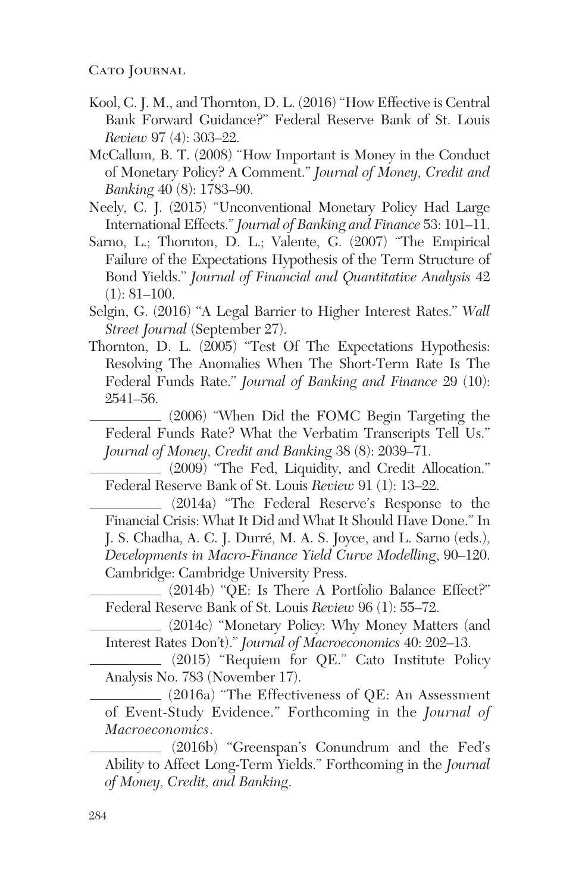Kool, C. J. M., and Thornton, D. L. (2016) "How Effective is Central Bank Forward Guidance?" Federal Reserve Bank of St. Louis *Review* 97 (4): 303–22.

McCallum, B. T. (2008) "How Important is Money in the Conduct of Monetary Policy? A Comment." *Journal of Money, Credit and Banking* 40 (8): 1783–90.

Neely, C. J. (2015) "Unconventional Monetary Policy Had Large International Effects." *Journal of Banking and Finance* 53: 101–11.

Sarno, L.; Thornton, D. L.; Valente, G. (2007) "The Empirical Failure of the Expectations Hypothesis of the Term Structure of Bond Yields." *Journal of Financial and Quantitative Analysis* 42 (1): 81–100.

Selgin, G. (2016) "A Legal Barrier to Higher Interest Rates." *Wall Street Journal* (September 27).

Thornton, D. L. (2005) "Test Of The Expectations Hypothesis: Resolving The Anomalies When The Short-Term Rate Is The Federal Funds Rate." *Journal of Banking and Finance* 29 (10): 2541–56.

\_\_\_\_\_\_\_\_\_\_ (2006) "When Did the FOMC Begin Targeting the Federal Funds Rate? What the Verbatim Transcripts Tell Us." *Journal of Money, Credit and Banking* 38 (8): 2039–71.

\_\_\_\_\_\_\_\_\_\_ (2009) "The Fed, Liquidity, and Credit Allocation." Federal Reserve Bank of St. Louis *Review* 91 (1): 13–22.

\_\_\_\_\_\_\_\_\_\_ (2014a) "The Federal Reserve's Response to the Financial Crisis: What It Did and What It Should Have Done." In J. S. Chadha, A. C. J. Durré, M. A. S. Joyce, and L. Sarno (eds.), *Developments in Macro-Finance Yield Curve Modelling*, 90–120. Cambridge: Cambridge University Press.

\_\_\_\_\_\_\_\_\_\_ (2014b) "QE: Is There A Portfolio Balance Effect?" Federal Reserve Bank of St. Louis *Review* 96 (1): 55–72.

\_\_\_\_\_\_\_\_\_\_ (2014c) "Monetary Policy: Why Money Matters (and Interest Rates Don't)." *Journal of Macroeconomics* 40: 202–13.

\_\_\_\_\_\_\_\_\_\_ (2015) "Requiem for QE." Cato Institute Policy Analysis No. 783 (November 17).

\_\_\_\_\_\_\_\_\_\_ (2016a) "The Effectiveness of QE: An Assessment of Event-Study Evidence." Forthcoming in the *Journal of Macroeconomics*.

\_\_\_\_\_\_\_\_\_\_ (2016b) "Greenspan's Conundrum and the Fed's Ability to Affect Long-Term Yields." Forthcoming in the *Journal of Money, Credit, and Banking*.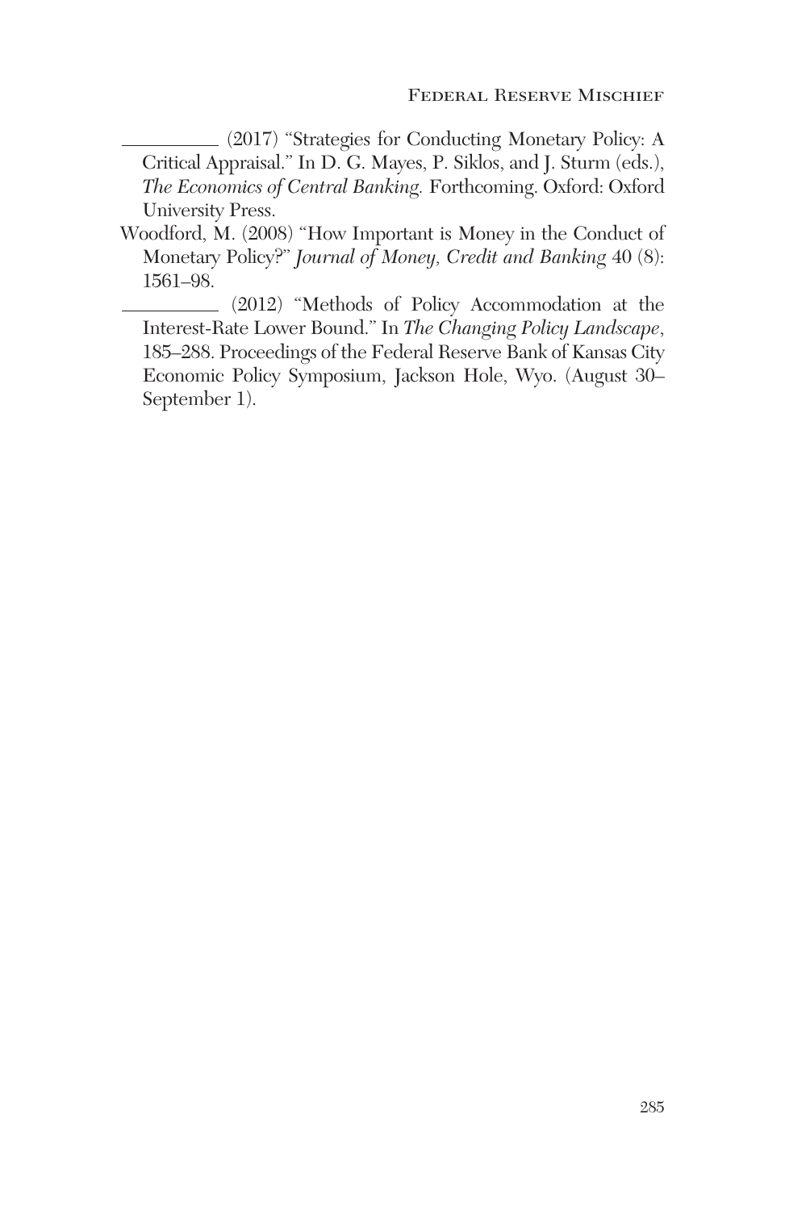\_\_\_\_\_\_\_\_\_\_ (2017) "Strategies for Conducting Monetary Policy: A Critical Appraisal." In D. G. Mayes, P. Siklos, and J. Sturm (eds.), *The Economics of Central Banking.* Forthcoming. Oxford: Oxford University Press.

Woodford, M. (2008) "How Important is Money in the Conduct of Monetary Policy?" *Journal of Money, Credit and Banking* 40 (8): 1561–98.

\_\_\_\_\_\_\_\_\_\_ (2012) "Methods of Policy Accommodation at the Interest-Rate Lower Bound." In *The Changing Policy Landscape*, 185–288. Proceedings of the Federal Reserve Bank of Kansas City Economic Policy Symposium, Jackson Hole, Wyo. (August 30–September 1).